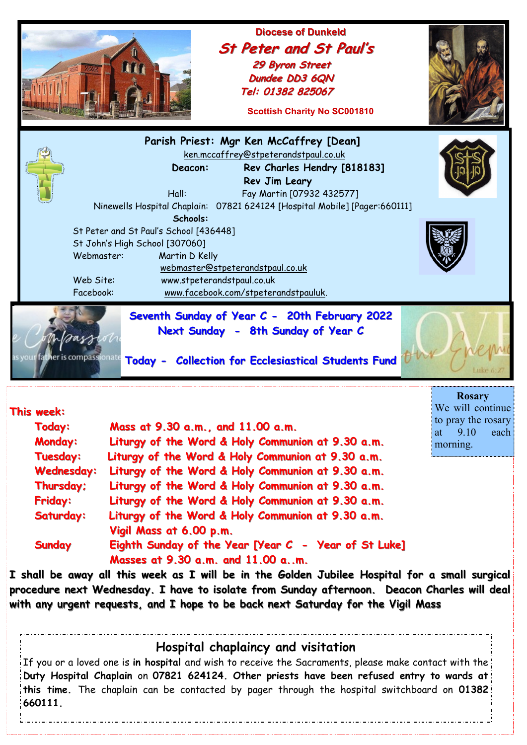**Diocese of Dunkeld**

# St Peter and St Paul's

**29 Byron Street**
**Dundee DD3 6QN**
**Tel: 01382 825067**

**Scottish Charity No SC001810**

**Parish Priest: Mgr Ken McCaffrey [Dean]**
ken.mccaffrey@stpeterandstpaul.co.uk

**Deacon:** **Rev Charles Hendry [818183]**
**Rev Jim Leary**

Hall: Fay Martin [07932 432577]

Ninewells Hospital Chaplain: 07821 624124 [Hospital Mobile] [Pager:660111]

**Schools:**
St Peter and St Paul's School [436448]
St John's High School [307060]

Webmaster: Martin D Kelly
webmaster@stpeterandstpaul.co.uk

Web Site: www.stpeterandstpaul.co.uk

Facebook: www.facebook.com/stpeterandstpauluk.

## Seventh Sunday of Year C - 20th February 2022

**Next Sunday - 8th Sunday of Year C**

**Today - Collection for Ecclesiastical Students Fund**

**This week:**

| | |
|---|---|
| **Today:** | **Mass at 9.30 a.m., and 11.00 a.m.** |
| **Monday:** | **Liturgy of the Word & Holy Communion at 9.30 a.m.** |
| **Tuesday:** | **Liturgy of the Word & Holy Communion at 9.30 a.m.** |
| **Wednesday:** | **Liturgy of the Word & Holy Communion at 9.30 a.m.** |
| **Thursday:** | **Liturgy of the Word & Holy Communion at 9.30 a.m.** |
| **Friday:** | **Liturgy of the Word & Holy Communion at 9.30 a.m.** |
| **Saturday:** | **Liturgy of the Word & Holy Communion at 9.30 a.m.** |
| | **Vigil Mass at 6.00 p.m.** |
| **Sunday** | **Eighth Sunday of the Year [Year C - Year of St Luke]** |
| | **Masses at 9.30 a.m. and 11.00 a..m.** |

**Rosary**
We will continue to pray the rosary at 9.10 each morning.

**I shall be away all this week as I will be in the Golden Jubilee Hospital for a small surgical procedure next Wednesday. I have to isolate from Sunday afternoon. Deacon Charles will deal with any urgent requests, and I hope to be back next Saturday for the Vigil Mass**

## Hospital chaplaincy and visitation

If you or a loved one is **in hospital** and wish to receive the Sacraments, please make contact with the **Duty Hospital Chaplain** on **07821 624124. Other priests have been refused entry to wards at this time.** The chaplain can be contacted by pager through the hospital switchboard on **01382 660111.**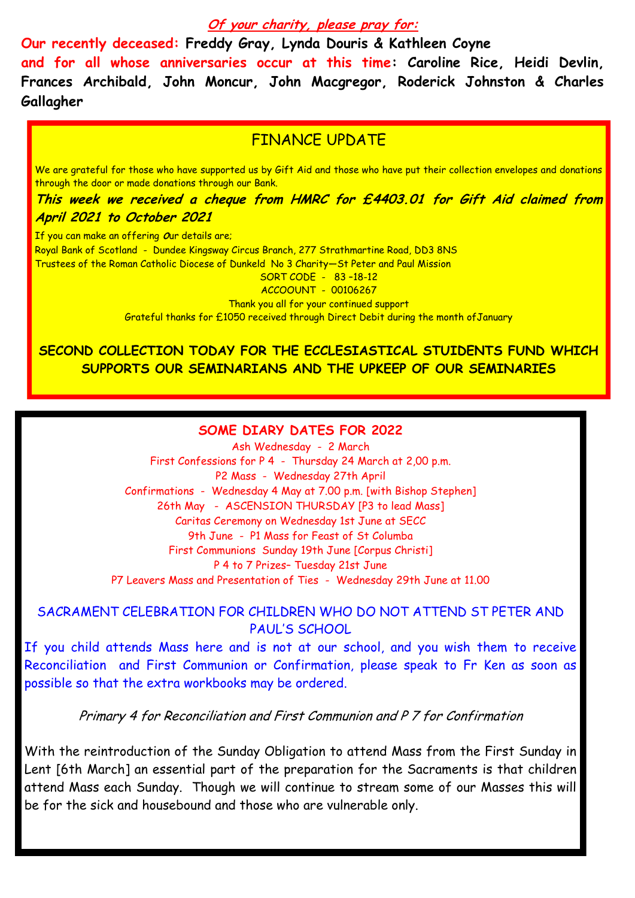***Of your charity, please pray for:***

**Our recently deceased: Freddy Gray, Lynda Douris & Kathleen Coyne**

**and for all whose anniversaries occur at this time: Caroline Rice, Heidi Devlin, Frances Archibald, John Moncur, John Macgregor, Roderick Johnston & Charles Gallagher**

## FINANCE UPDATE

We are grateful for those who have supported us by Gift Aid and those who have put their collection envelopes and donations through the door or made donations through our Bank.

***This week we received a cheque from HMRC for £4403.01 for Gift Aid claimed from April 2021 to October 2021***

If you can make an offering Our details are;

Royal Bank of Scotland - Dundee Kingsway Circus Branch, 277 Strathmartine Road, DD3 8NS

Trustees of the Roman Catholic Diocese of Dunkeld No 3 Charity—St Peter and Paul Mission

SORT CODE - 83 –18-12

ACCOOUNT - 00106267

Thank you all for your continued support

Grateful thanks for £1050 received through Direct Debit during the month ofJanuary

**SECOND COLLECTION TODAY FOR THE ECCLESIASTICAL STUIDENTS FUND WHICH SUPPORTS OUR SEMINARIANS AND THE UPKEEP OF OUR SEMINARIES**

## SOME DIARY DATES FOR 2022

Ash Wednesday - 2 March

First Confessions for P 4 - Thursday 24 March at 2,00 p.m.

P2 Mass - Wednesday 27th April

Confirmations - Wednesday 4 May at 7.00 p.m. [with Bishop Stephen]

26th May - ASCENSION THURSDAY [P3 to lead Mass]

Caritas Ceremony on Wednesday 1st June at SECC

9th June - P1 Mass for Feast of St Columba

First Communions Sunday 19th June [Corpus Christi]

P 4 to 7 Prizes– Tuesday 21st June

P7 Leavers Mass and Presentation of Ties - Wednesday 29th June at 11.00

## SACRAMENT CELEBRATION FOR CHILDREN WHO DO NOT ATTEND ST PETER AND PAUL'S SCHOOL

If you child attends Mass here and is not at our school, and you wish them to receive Reconciliation and First Communion or Confirmation, please speak to Fr Ken as soon as possible so that the extra workbooks may be ordered.

*Primary 4 for Reconciliation and First Communion and P 7 for Confirmation*

With the reintroduction of the Sunday Obligation to attend Mass from the First Sunday in Lent [6th March] an essential part of the preparation for the Sacraments is that children attend Mass each Sunday. Though we will continue to stream some of our Masses this will be for the sick and housebound and those who are vulnerable only.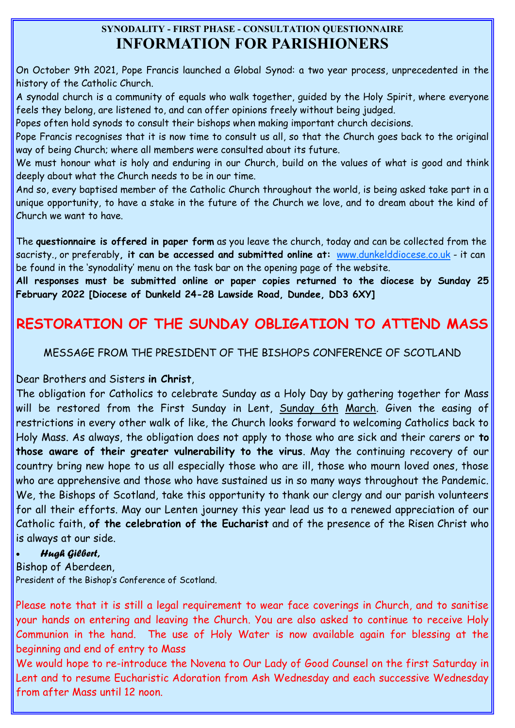**SYNODALITY - FIRST PHASE - CONSULTATION QUESTIONNAIRE**

# INFORMATION FOR PARISHIONERS

On October 9th 2021, Pope Francis launched a Global Synod: a two year process, unprecedented in the history of the Catholic Church.

A synodal church is a community of equals who walk together, guided by the Holy Spirit, where everyone feels they belong, are listened to, and can offer opinions freely without being judged.

Popes often hold synods to consult their bishops when making important church decisions.

Pope Francis recognises that it is now time to consult us all, so that the Church goes back to the original way of being Church; where all members were consulted about its future.

We must honour what is holy and enduring in our Church, build on the values of what is good and think deeply about what the Church needs to be in our time.

And so, every baptised member of the Catholic Church throughout the world, is being asked take part in a unique opportunity, to have a stake in the future of the Church we love, and to dream about the kind of Church we want to have.

The **questionnaire is offered in paper form** as you leave the church, today and can be collected from the sacristy., or preferably**, it can be accessed and submitted online at:** www.dunkelddiocese.co.uk - it can be found in the 'synodality' menu on the task bar on the opening page of the website.

**All responses must be submitted online or paper copies returned to the diocese by Sunday 25 February 2022 [Diocese of Dunkeld 24-28 Lawside Road, Dundee, DD3 6XY]**

## RESTORATION OF THE SUNDAY OBLIGATION TO ATTEND MASS

MESSAGE FROM THE PRESIDENT OF THE BISHOPS CONFERENCE OF SCOTLAND

Dear Brothers and Sisters **in Christ**,

The obligation for Catholics to celebrate Sunday as a Holy Day by gathering together for Mass will be restored from the First Sunday in Lent, Sunday 6th March. Given the easing of restrictions in every other walk of like, the Church looks forward to welcoming Catholics back to Holy Mass. As always, the obligation does not apply to those who are sick and their carers or **to those aware of their greater vulnerability to the virus**. May the continuing recovery of our country bring new hope to us all especially those who are ill, those who mourn loved ones, those who are apprehensive and those who have sustained us in so many ways throughout the Pandemic. We, the Bishops of Scotland, take this opportunity to thank our clergy and our parish volunteers for all their efforts. May our Lenten journey this year lead us to a renewed appreciation of our Catholic faith, **of the celebration of the Eucharist** and of the presence of the Risen Christ who is always at our side.

- ***Hugh Gilbert,***

Bishop of Aberdeen,
President of the Bishop's Conference of Scotland.

Please note that it is still a legal requirement to wear face coverings in Church, and to sanitise your hands on entering and leaving the Church. You are also asked to continue to receive Holy Communion in the hand. The use of Holy Water is now available again for blessing at the beginning and end of entry to Mass

We would hope to re-introduce the Novena to Our Lady of Good Counsel on the first Saturday in Lent and to resume Eucharistic Adoration from Ash Wednesday and each successive Wednesday from after Mass until 12 noon.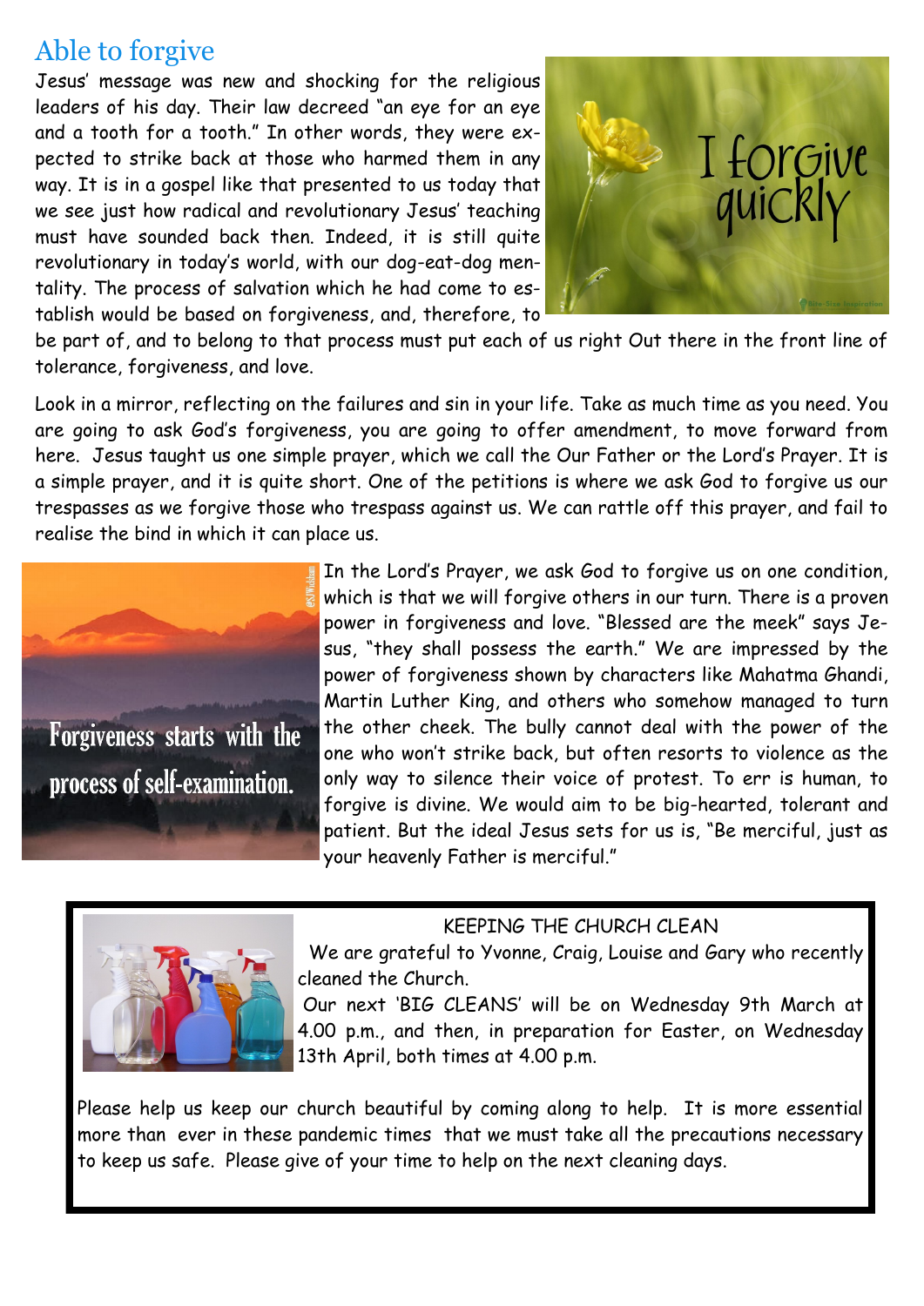## Able to forgive

Jesus' message was new and shocking for the religious leaders of his day. Their law decreed "an eye for an eye and a tooth for a tooth." In other words, they were expected to strike back at those who harmed them in any way. It is in a gospel like that presented to us today that we see just how radical and revolutionary Jesus' teaching must have sounded back then. Indeed, it is still quite revolutionary in today's world, with our dog-eat-dog mentality. The process of salvation which he had come to establish would be based on forgiveness, and, therefore, to be part of, and to belong to that process must put each of us right Out there in the front line of tolerance, forgiveness, and love.

I forgive quickly

Look in a mirror, reflecting on the failures and sin in your life. Take as much time as you need. You are going to ask God's forgiveness, you are going to offer amendment, to move forward from here. Jesus taught us one simple prayer, which we call the Our Father or the Lord's Prayer. It is a simple prayer, and it is quite short. One of the petitions is where we ask God to forgive us our trespasses as we forgive those who trespass against us. We can rattle off this prayer, and fail to realise the bind in which it can place us.

Forgiveness starts with the process of self-examination.

In the Lord's Prayer, we ask God to forgive us on one condition, which is that we will forgive others in our turn. There is a proven power in forgiveness and love. "Blessed are the meek" says Jesus, "they shall possess the earth." We are impressed by the power of forgiveness shown by characters like Mahatma Ghandi, Martin Luther King, and others who somehow managed to turn the other cheek. The bully cannot deal with the power of the one who won't strike back, but often resorts to violence as the only way to silence their voice of protest. To err is human, to forgive is divine. We would aim to be big-hearted, tolerant and patient. But the ideal Jesus sets for us is, "Be merciful, just as your heavenly Father is merciful."

### KEEPING THE CHURCH CLEAN

We are grateful to Yvonne, Craig, Louise and Gary who recently cleaned the Church.

Our next 'BIG CLEANS' will be on Wednesday 9th March at 4.00 p.m., and then, in preparation for Easter, on Wednesday 13th April, both times at 4.00 p.m.

Please help us keep our church beautiful by coming along to help. It is more essential more than ever in these pandemic times that we must take all the precautions necessary to keep us safe. Please give of your time to help on the next cleaning days.